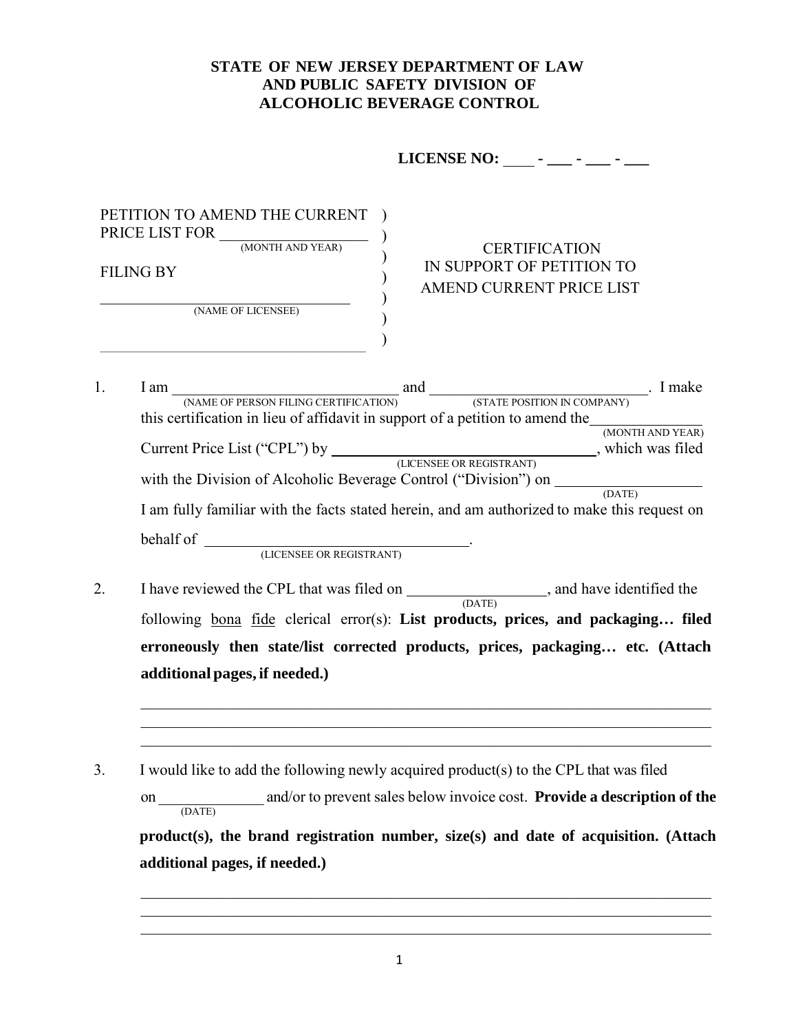**STATE OF NEW JERSEY DEPARTMENT OF LAW AND PUBLIC SAFETY DIVISION OF ALCOHOLIC BEVERAGE CONTROL**

**LICENSE NO: ____ - ___ - ___ - ___**

| | | |
|---|---|---|
| PETITION TO AMEND THE CURRENT PRICE LIST FOR ________________ (MONTH AND YEAR) | ) | CERTIFICATION IN SUPPORT OF PETITION TO AMEND CURRENT PRICE LIST |
| FILING BY | ) | |
| ______________________________ (NAME OF LICENSEE) | ) | |
| ______________________________ | ) | |

1. I am ____________________________ (NAME OF PERSON FILING CERTIFICATION) and ____________________________ (STATE POSITION IN COMPANY). I make this certification in lieu of affidavit in support of a petition to amend the______________ (MONTH AND YEAR) Current Price List ("CPL") by ________________________________ (LICENSEE OR REGISTRANT), which was filed with the Division of Alcoholic Beverage Control ("Division") on __________________ (DATE) I am fully familiar with the facts stated herein, and am authorized to make this request on behalf of ________________________________ (LICENSEE OR REGISTRANT).

2. I have reviewed the CPL that was filed on __________________ (DATE), and have identified the following <u>bona</u> <u>fide</u> clerical error(s): **List products, prices, and packaging… filed erroneously then state/list corrected products, prices, packaging… etc. (Attach additional pages, if needed.)**

   ______________________________________________________________________________
   ______________________________________________________________________________
   ______________________________________________________________________________

3. I would like to add the following newly acquired product(s) to the CPL that was filed on _____________ (DATE) and/or to prevent sales below invoice cost. **Provide a description of the product(s), the brand registration number, size(s) and date of acquisition. (Attach additional pages, if needed.)**

   ______________________________________________________________________________
   ______________________________________________________________________________
   ______________________________________________________________________________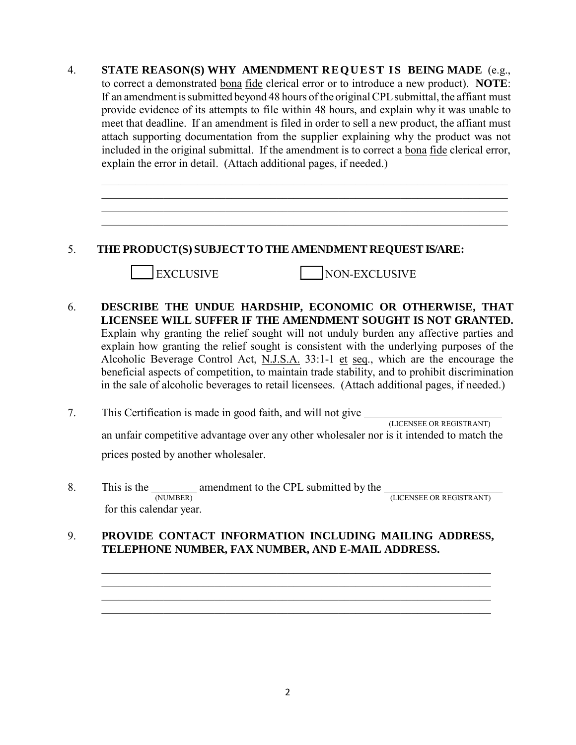4. **STATE REASON(S) WHY AMENDMENT REQUEST IS BEING MADE** (e.g., to correct a demonstrated bona fide clerical error or to introduce a new product). **NOTE**: If an amendment is submitted beyond 48 hours of the original CPL submittal, the affiant must provide evidence of its attempts to file within 48 hours, and explain why it was unable to meet that deadline. If an amendment is filed in order to sell a new product, the affiant must attach supporting documentation from the supplier explaining why the product was not included in the original submittal. If the amendment is to correct a bona fide clerical error, explain the error in detail. (Attach additional pages, if needed.)

______________________________________________________________________________
______________________________________________________________________________
______________________________________________________________________________
______________________________________________________________________________

5. **THE PRODUCT(S) SUBJECT TO THE AMENDMENT REQUEST IS/ARE:**

   ____ EXCLUSIVE    ____ NON-EXCLUSIVE

6. **DESCRIBE THE UNDUE HARDSHIP, ECONOMIC OR OTHERWISE, THAT LICENSEE WILL SUFFER IF THE AMENDMENT SOUGHT IS NOT GRANTED.** Explain why granting the relief sought will not unduly burden any affective parties and explain how granting the relief sought is consistent with the underlying purposes of the Alcoholic Beverage Control Act, N.J.S.A. 33:1-1 et seq., which are the encourage the beneficial aspects of competition, to maintain trade stability, and to prohibit discrimination in the sale of alcoholic beverages to retail licensees. (Attach additional pages, if needed.)

7. This Certification is made in good faith, and will not give ________________________ (LICENSEE OR REGISTRANT) an unfair competitive advantage over any other wholesaler nor is it intended to match the prices posted by another wholesaler.

8. This is the ________ (NUMBER) amendment to the CPL submitted by the ____________________ (LICENSEE OR REGISTRANT) for this calendar year.

9. **PROVIDE CONTACT INFORMATION INCLUDING MAILING ADDRESS, TELEPHONE NUMBER, FAX NUMBER, AND E-MAIL ADDRESS.**

______________________________________________________________________________
______________________________________________________________________________
______________________________________________________________________________
______________________________________________________________________________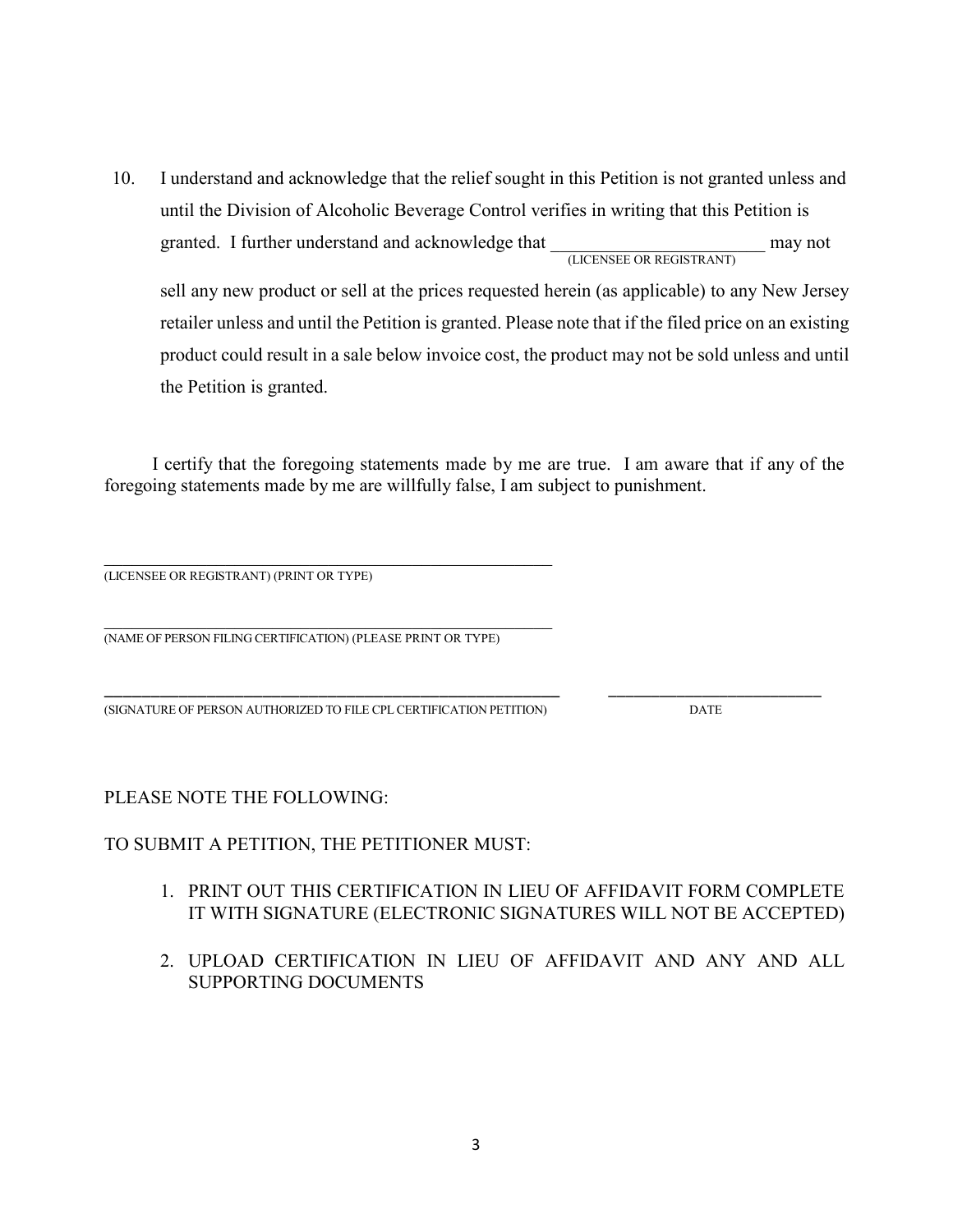10. I understand and acknowledge that the relief sought in this Petition is not granted unless and until the Division of Alcoholic Beverage Control verifies in writing that this Petition is granted. I further understand and acknowledge that ________________________ (LICENSEE OR REGISTRANT) may not sell any new product or sell at the prices requested herein (as applicable) to any New Jersey retailer unless and until the Petition is granted. Please note that if the filed price on an existing product could result in a sale below invoice cost, the product may not be sold unless and until the Petition is granted.

I certify that the foregoing statements made by me are true. I am aware that if any of the foregoing statements made by me are willfully false, I am subject to punishment.

\_\_\_\_\_\_\_\_\_\_\_\_\_\_\_\_\_\_\_\_\_\_\_\_\_\_\_\_\_\_\_\_\_\_\_\_\_\_\_\_\_\_\_\_\_\_\_\_\_\_\_\_\_\_
(LICENSEE OR REGISTRANT) (PRINT OR TYPE)

\_\_\_\_\_\_\_\_\_\_\_\_\_\_\_\_\_\_\_\_\_\_\_\_\_\_\_\_\_\_\_\_\_\_\_\_\_\_\_\_\_\_\_\_\_\_\_\_\_\_\_\_\_\_
(NAME OF PERSON FILING CERTIFICATION) (PLEASE PRINT OR TYPE)

\_\_\_\_\_\_\_\_\_\_\_\_\_\_\_\_\_\_\_\_\_\_\_\_\_\_\_\_\_\_\_\_\_\_\_\_\_\_\_\_\_\_\_\_\_\_\_\_\_\_\_\_\_\_ \_\_\_\_\_\_\_\_\_\_\_\_\_\_\_\_\_\_\_\_\_\_\_\_\_
(SIGNATURE OF PERSON AUTHORIZED TO FILE CPL CERTIFICATION PETITION) DATE

PLEASE NOTE THE FOLLOWING:

TO SUBMIT A PETITION, THE PETITIONER MUST:

1. PRINT OUT THIS CERTIFICATION IN LIEU OF AFFIDAVIT FORM COMPLETE IT WITH SIGNATURE (ELECTRONIC SIGNATURES WILL NOT BE ACCEPTED)
2. UPLOAD CERTIFICATION IN LIEU OF AFFIDAVIT AND ANY AND ALL SUPPORTING DOCUMENTS